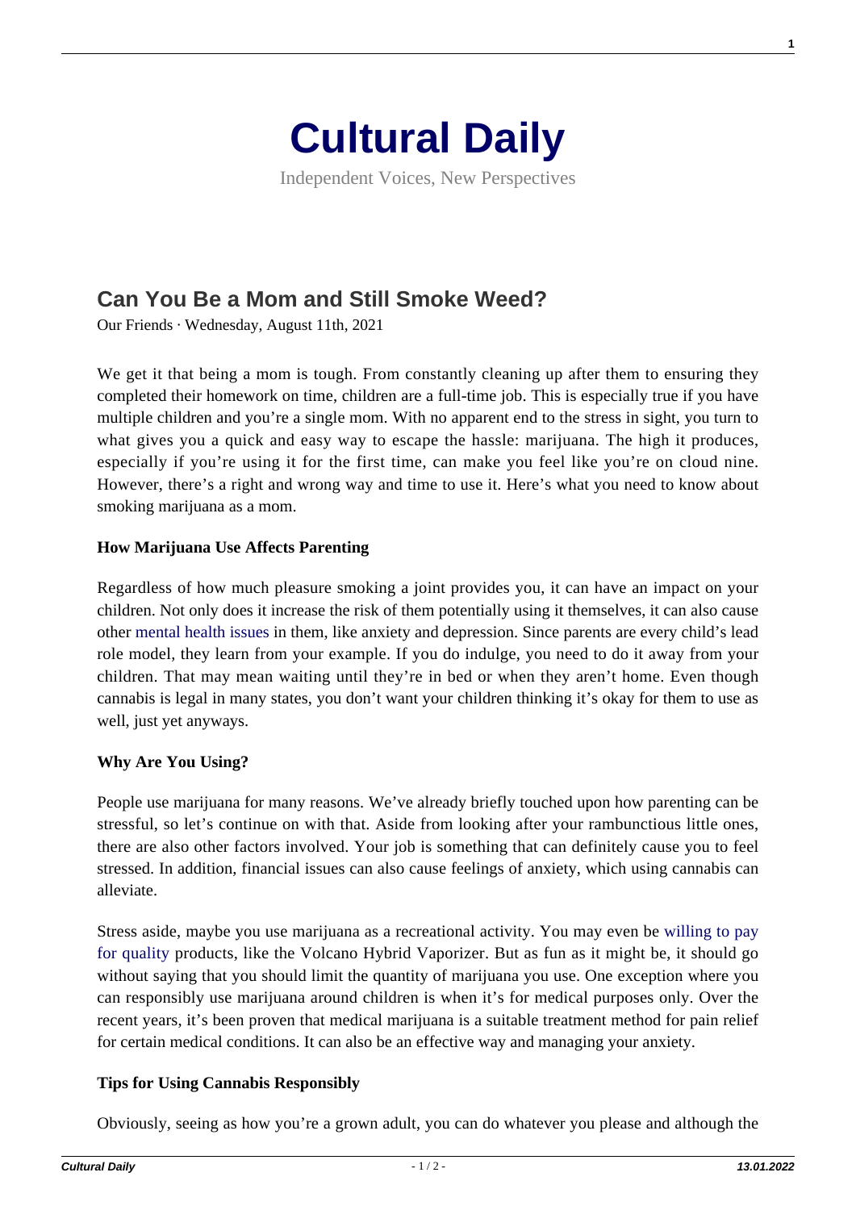# Cultural Daily

Independent Voices, New Perspectives

## Can You Be a Mom and Still Smoke Weed?

Our Friends · Wednesday, August 11th, 2021

We get it that being a mom is tough. From constantly cleaning up after them to ensuring they completed their homework on time, children are a full-time job. This is especially true if you have multiple children and you're a single mom. With no apparent end to the stress in sight, you turn to what gives you a quick and easy way to escape the hassle: marijuana. The high it produces, especially if you're using it for the first time, can make you feel like you're on cloud nine. However, there's a right and wrong way and time to use it. Here's what you need to know about smoking marijuana as a mom.

**How Marijuana Use Affects Parenting**

Regardless of how much pleasure smoking a joint provides you, it can have an impact on your children. Not only does it increase the risk of them potentially using it themselves, it can also cause other mental health issues in them, like anxiety and depression. Since parents are every child's lead role model, they learn from your example. If you do indulge, you need to do it away from your children. That may mean waiting until they're in bed or when they aren't home. Even though cannabis is legal in many states, you don't want your children thinking it's okay for them to use as well, just yet anyways.

**Why Are You Using?**

People use marijuana for many reasons. We've already briefly touched upon how parenting can be stressful, so let's continue on with that. Aside from looking after your rambunctious little ones, there are also other factors involved. Your job is something that can definitely cause you to feel stressed. In addition, financial issues can also cause feelings of anxiety, which using cannabis can alleviate.

Stress aside, maybe you use marijuana as a recreational activity. You may even be willing to pay for quality products, like the Volcano Hybrid Vaporizer. But as fun as it might be, it should go without saying that you should limit the quantity of marijuana you use. One exception where you can responsibly use marijuana around children is when it's for medical purposes only. Over the recent years, it's been proven that medical marijuana is a suitable treatment method for pain relief for certain medical conditions. It can also be an effective way and managing your anxiety.

**Tips for Using Cannabis Responsibly**

Obviously, seeing as how you're a grown adult, you can do whatever you please and although the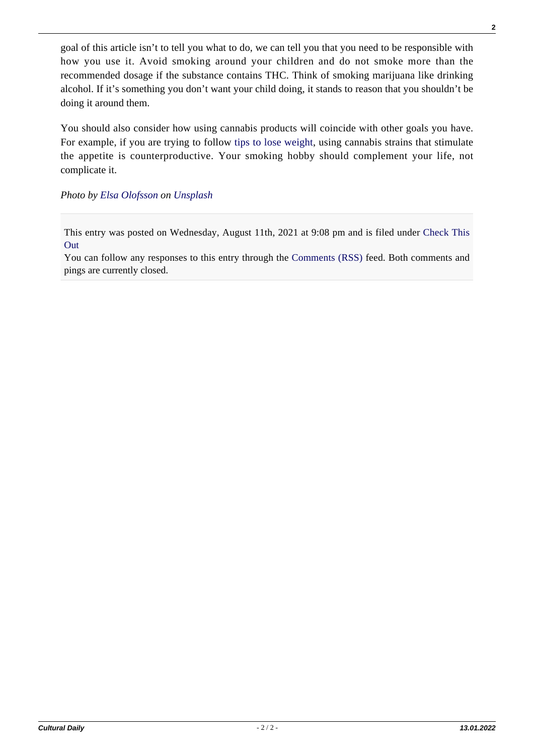goal of this article isn't to tell you what to do, we can tell you that you need to be responsible with how you use it. Avoid smoking around your children and do not smoke more than the recommended dosage if the substance contains THC. Think of smoking marijuana like drinking alcohol. If it's something you don't want your child doing, it stands to reason that you shouldn't be doing it around them.

You should also consider how using cannabis products will coincide with other goals you have. For example, if you are trying to follow tips to lose weight, using cannabis strains that stimulate the appetite is counterproductive. Your smoking hobby should complement your life, not complicate it.

*Photo by Elsa Olofsson on Unsplash*

This entry was posted on Wednesday, August 11th, 2021 at 9:08 pm and is filed under Check This Out
You can follow any responses to this entry through the Comments (RSS) feed. Both comments and pings are currently closed.